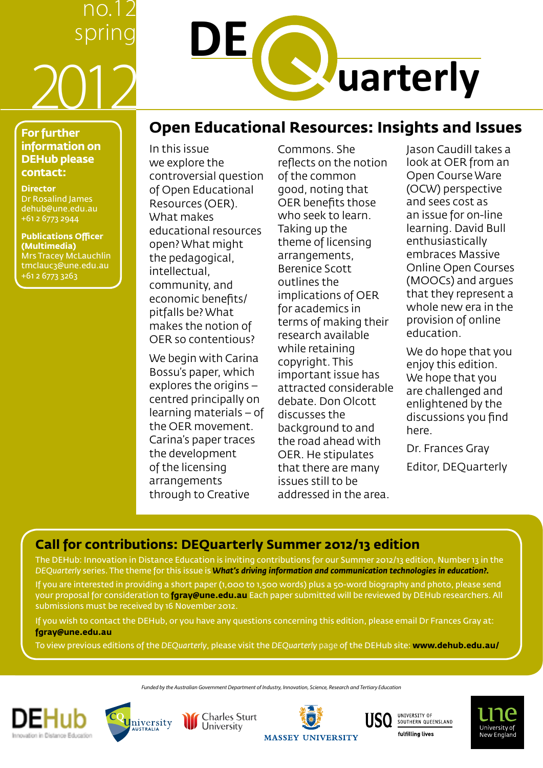no.12 spring 2012

# DEQuarterly

**For further information on DEHub please contact:**

**Director**
Dr Rosalind James
dehub@une.edu.au
+61 2 6773 2944

**Publications Officer (Multimedia)**
Mrs Tracey McLauchlin
tmclauc3@une.edu.au
+61 2 6773 3263

## Open Educational Resources: Insights and Issues

In this issue we explore the controversial question of Open Educational Resources (OER). What makes educational resources open? What might the pedagogical, intellectual, community, and economic benefits/ pitfalls be? What makes the notion of OER so contentious?

We begin with Carina Bossu's paper, which explores the origins – centred principally on learning materials – of the OER movement. Carina's paper traces the development of the licensing arrangements through to Creative Commons. She reflects on the notion of the common good, noting that OER benefits those who seek to learn. Taking up the theme of licensing arrangements, Berenice Scott outlines the implications of OER for academics in terms of making their research available while retaining copyright. This important issue has attracted considerable debate. Don Olcott discusses the background to and the road ahead with OER. He stipulates that there are many issues still to be addressed in the area. Jason Caudill takes a look at OER from an Open Course Ware (OCW) perspective and sees cost as an issue for on-line learning. David Bull enthusiastically embraces Massive Online Open Courses (MOOCs) and argues that they represent a whole new era in the provision of online education.

We do hope that you enjoy this edition. We hope that you are challenged and enlightened by the discussions you find here.

Dr. Frances Gray

Editor, DEQuarterly

## Call for contributions: DEQuarterly Summer 2012/13 edition

The DEHub: Innovation in Distance Education is inviting contributions for our Summer 2012/13 edition, Number 13 in the *DEQuarterly* series. The theme for this issue is ***What's driving information and communication technologies in education?.***

If you are interested in providing a short paper (1,000 to 1,500 words) plus a 50-word biography and photo, please send your proposal for consideration to **fgray@une.edu.au** Each paper submitted will be reviewed by DEHub researchers. All submissions must be received by 16 November 2012.

If you wish to contact the DEHub, or you have any questions concerning this edition, please email Dr Frances Gray at: **fgray@une.edu.au**

To view previous editions of the *DEQuarterly*, please visit the *DEQuarterly* page of the DEHub site: **www.dehub.edu.au/**

*Funded by the Australian Government Department of Industry, Innovation, Science, Research and Tertiary Education*

DEHub Innovation in Distance Education · CQUniversity Australia · Charles Sturt University · Massey University · USQ University of Southern Queensland fulfilling lives · une University of New England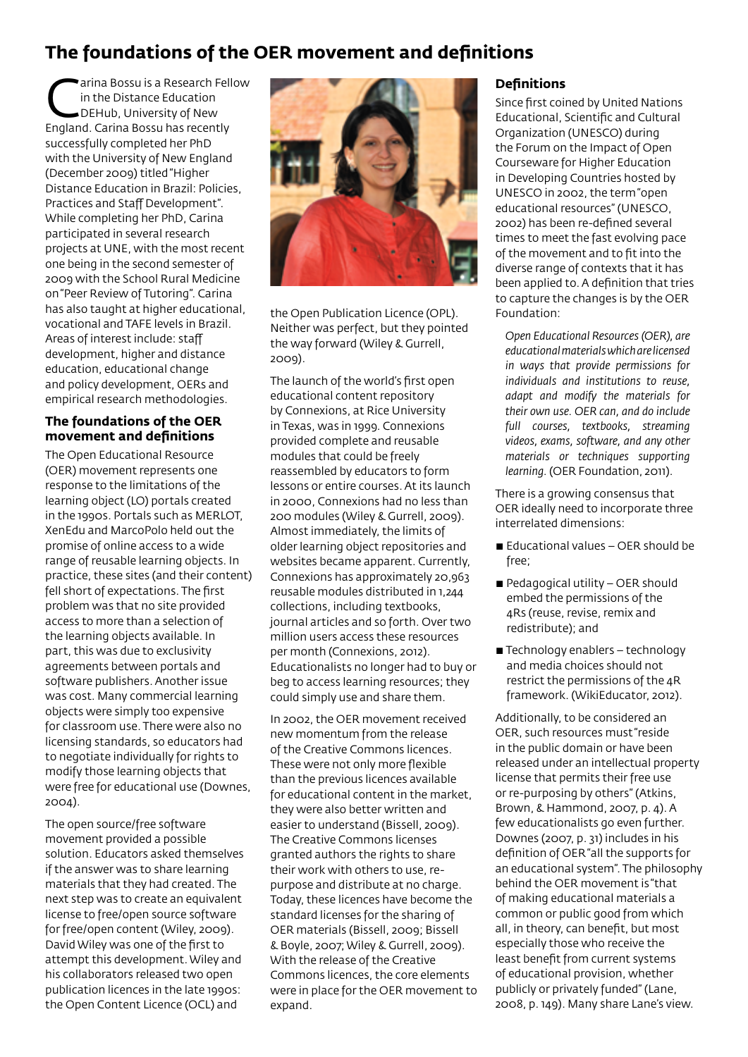# The foundations of the OER movement and definitions

Carina Bossu is a Research Fellow in the Distance Education DEHub, University of New England. Carina Bossu has recently successfully completed her PhD with the University of New England (December 2009) titled "Higher Distance Education in Brazil: Policies, Practices and Staff Development". While completing her PhD, Carina participated in several research projects at UNE, with the most recent one being in the second semester of 2009 with the School Rural Medicine on "Peer Review of Tutoring". Carina has also taught at higher educational, vocational and TAFE levels in Brazil. Areas of interest include: staff development, higher and distance education, educational change and policy development, OERs and empirical research methodologies.

## The foundations of the OER movement and definitions

The Open Educational Resource (OER) movement represents one response to the limitations of the learning object (LO) portals created in the 1990s. Portals such as MERLOT, XenEdu and MarcoPolo held out the promise of online access to a wide range of reusable learning objects. In practice, these sites (and their content) fell short of expectations. The first problem was that no site provided access to more than a selection of the learning objects available. In part, this was due to exclusivity agreements between portals and software publishers. Another issue was cost. Many commercial learning objects were simply too expensive for classroom use. There were also no licensing standards, so educators had to negotiate individually for rights to modify those learning objects that were free for educational use (Downes, 2004).

The open source/free software movement provided a possible solution. Educators asked themselves if the answer was to share learning materials that they had created. The next step was to create an equivalent license to free/open source software for free/open content (Wiley, 2009). David Wiley was one of the first to attempt this development. Wiley and his collaborators released two open publication licences in the late 1990s: the Open Content Licence (OCL) and the Open Publication Licence (OPL). Neither was perfect, but they pointed the way forward (Wiley & Gurrell, 2009).

The launch of the world's first open educational content repository by Connexions, at Rice University in Texas, was in 1999. Connexions provided complete and reusable modules that could be freely reassembled by educators to form lessons or entire courses. At its launch in 2000, Connexions had no less than 200 modules (Wiley & Gurrell, 2009). Almost immediately, the limits of older learning object repositories and websites became apparent. Currently, Connexions has approximately 20,963 reusable modules distributed in 1,244 collections, including textbooks, journal articles and so forth. Over two million users access these resources per month (Connexions, 2012). Educationalists no longer had to buy or beg to access learning resources; they could simply use and share them.

In 2002, the OER movement received new momentum from the release of the Creative Commons licences. These were not only more flexible than the previous licences available for educational content in the market, they were also better written and easier to understand (Bissell, 2009). The Creative Commons licenses granted authors the rights to share their work with others to use, re-purpose and distribute at no charge. Today, these licences have become the standard licenses for the sharing of OER materials (Bissell, 2009; Bissell & Boyle, 2007; Wiley & Gurrell, 2009). With the release of the Creative Commons licences, the core elements were in place for the OER movement to expand.

### Definitions

Since first coined by United Nations Educational, Scientific and Cultural Organization (UNESCO) during the Forum on the Impact of Open Courseware for Higher Education in Developing Countries hosted by UNESCO in 2002, the term "open educational resources" (UNESCO, 2002) has been re-defined several times to meet the fast evolving pace of the movement and to fit into the diverse range of contexts that it has been applied to. A definition that tries to capture the changes is by the OER Foundation:

> *Open Educational Resources (OER), are educational materials which are licensed in ways that provide permissions for individuals and institutions to reuse, adapt and modify the materials for their own use. OER can, and do include full courses, textbooks, streaming videos, exams, software, and any other materials or techniques supporting learning.* (OER Foundation, 2011).

There is a growing consensus that OER ideally need to incorporate three interrelated dimensions:

- Educational values – OER should be free;
- Pedagogical utility – OER should embed the permissions of the 4Rs (reuse, revise, remix and redistribute); and
- Technology enablers – technology and media choices should not restrict the permissions of the 4R framework. (WikiEducator, 2012).

Additionally, to be considered an OER, such resources must "reside in the public domain or have been released under an intellectual property license that permits their free use or re-purposing by others" (Atkins, Brown, & Hammond, 2007, p. 4). A few educationalists go even further. Downes (2007, p. 31) includes in his definition of OER "all the supports for an educational system". The philosophy behind the OER movement is "that of making educational materials a common or public good from which all, in theory, can benefit, but most especially those who receive the least benefit from current systems of educational provision, whether publicly or privately funded" (Lane, 2008, p. 149). Many share Lane's view.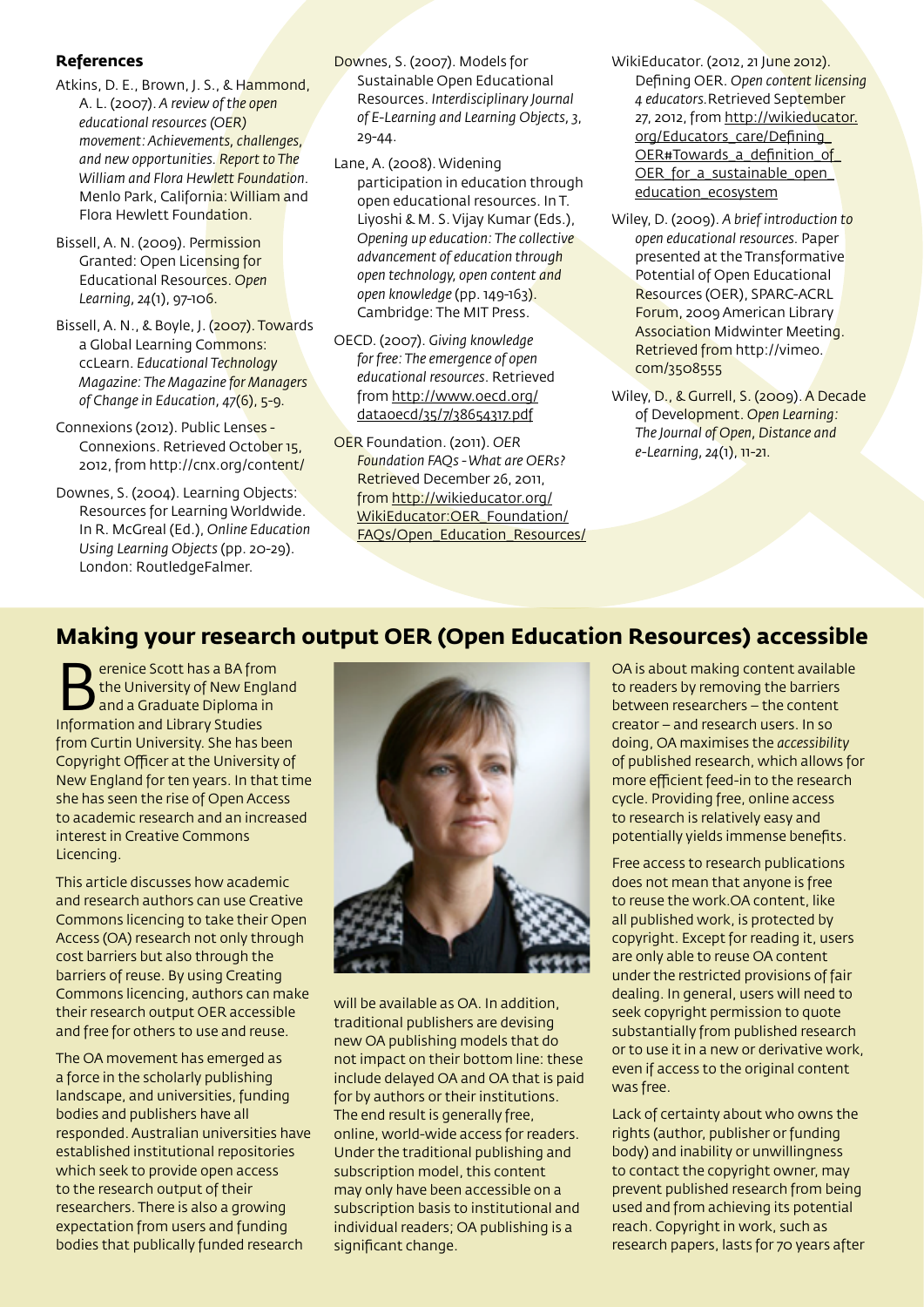### References

Atkins, D. E., Brown, J. S., & Hammond, A. L. (2007). *A review of the open educational resources (OER) movement: Achievements, challenges, and new opportunities. Report to The William and Flora Hewlett Foundation*. Menlo Park, California: William and Flora Hewlett Foundation.

Bissell, A. N. (2009). Permission Granted: Open Licensing for Educational Resources. *Open Learning*, *24*(1), 97-106.

Bissell, A. N., & Boyle, J. (2007). Towards a Global Learning Commons: ccLearn. *Educational Technology Magazine: The Magazine for Managers of Change in Education*, *47*(6), 5-9.

Connexions (2012). Public Lenses - Connexions. Retrieved October 15, 2012, from http://cnx.org/content/

Downes, S. (2004). Learning Objects: Resources for Learning Worldwide. In R. McGreal (Ed.), *Online Education Using Learning Objects* (pp. 20-29). London: RoutledgeFalmer.

Downes, S. (2007). Models for Sustainable Open Educational Resources. *Interdisciplinary Journal of E-Learning and Learning Objects*, *3*, 29-44.

Lane, A. (2008). Widening participation in education through open educational resources. In T. Liyoshi & M. S. Vijay Kumar (Eds.), *Opening up education: The collective advancement of education through open technology, open content and open knowledge* (pp. 149-163). Cambridge: The MIT Press.

OECD. (2007). *Giving knowledge for free: The emergence of open educational resources*. Retrieved from http://www.oecd.org/dataoecd/35/7/38654317.pdf

OER Foundation. (2011). *OER Foundation FAQs - What are OERs?* Retrieved December 26, 2011, from http://wikieducator.org/WikiEducator:OER_Foundation/FAQs/Open_Education_Resources/

WikiEducator. (2012, 21 June 2012). Defining OER. *Open content licensing 4 educators*. Retrieved September 27, 2012, from http://wikieducator.org/Educators_care/Defining_OER#Towards_a_definition_of_OER_for_a_sustainable_open_education_ecosystem

Wiley, D. (2009). *A brief introduction to open educational resources*. Paper presented at the Transformative Potential of Open Educational Resources (OER), SPARC-ACRL Forum, 2009 American Library Association Midwinter Meeting. Retrieved from http://vimeo.com/3508555

Wiley, D., & Gurrell, S. (2009). A Decade of Development. *Open Learning: The Journal of Open, Distance and e-Learning*, *24*(1), 11-21.

## Making your research output OER (Open Education Resources) accessible

Berenice Scott has a BA from the University of New England and a Graduate Diploma in Information and Library Studies from Curtin University. She has been Copyright Officer at the University of New England for ten years. In that time she has seen the rise of Open Access to academic research and an increased interest in Creative Commons Licencing.

This article discusses how academic and research authors can use Creative Commons licencing to take their Open Access (OA) research not only through cost barriers but also through the barriers of reuse. By using Creating Commons licencing, authors can make their research output OER accessible and free for others to use and reuse.

The OA movement has emerged as a force in the scholarly publishing landscape, and universities, funding bodies and publishers have all responded. Australian universities have established institutional repositories which seek to provide open access to the research output of their researchers. There is also a growing expectation from users and funding bodies that publically funded research will be available as OA. In addition, traditional publishers are devising new OA publishing models that do not impact on their bottom line: these include delayed OA and OA that is paid for by authors or their institutions. The end result is generally free, online, world-wide access for readers. Under the traditional publishing and subscription model, this content may only have been accessible on a subscription basis to institutional and individual readers; OA publishing is a significant change.

OA is about making content available to readers by removing the barriers between researchers – the content creator – and research users. In so doing, OA maximises the *accessibility* of published research, which allows for more efficient feed-in to the research cycle. Providing free, online access to research is relatively easy and potentially yields immense benefits.

Free access to research publications does not mean that anyone is free to reuse the work.OA content, like all published work, is protected by copyright. Except for reading it, users are only able to reuse OA content under the restricted provisions of fair dealing. In general, users will need to seek copyright permission to quote substantially from published research or to use it in a new or derivative work, even if access to the original content was free.

Lack of certainty about who owns the rights (author, publisher or funding body) and inability or unwillingness to contact the copyright owner, may prevent published research from being used and from achieving its potential reach. Copyright in work, such as research papers, lasts for 70 years after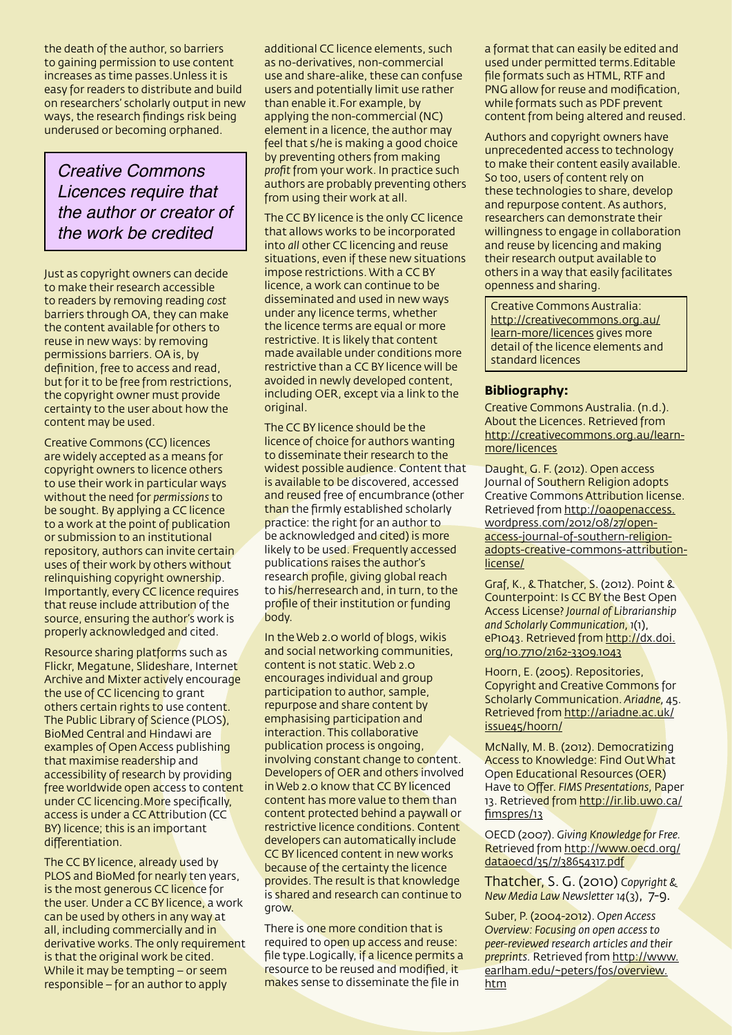the death of the author, so barriers to gaining permission to use content increases as time passes.Unless it is easy for readers to distribute and build on researchers' scholarly output in new ways, the research findings risk being underused or becoming orphaned.

> *Creative Commons Licences require that the author or creator of the work be credited*

Just as copyright owners can decide to make their research accessible to readers by removing reading *cost* barriers through OA, they can make the content available for others to reuse in new ways: by removing permissions barriers. OA is, by definition, free to access and read, but for it to be free from restrictions, the copyright owner must provide certainty to the user about how the content may be used.

Creative Commons (CC) licences are widely accepted as a means for copyright owners to licence others to use their work in particular ways without the need for *permissions* to be sought. By applying a CC licence to a work at the point of publication or submission to an institutional repository, authors can invite certain uses of their work by others without relinquishing copyright ownership. Importantly, every CC licence requires that reuse include attribution of the source, ensuring the author's work is properly acknowledged and cited.

Resource sharing platforms such as Flickr, Megatune, Slideshare, Internet Archive and Mixter actively encourage the use of CC licencing to grant others certain rights to use content. The Public Library of Science (PLOS), BioMed Central and Hindawi are examples of Open Access publishing that maximise readership and accessibility of research by providing free worldwide open access to content under CC licencing.More specifically, access is under a CC Attribution (CC BY) licence; this is an important differentiation.

The CC BY licence, already used by PLOS and BioMed for nearly ten years, is the most generous CC licence for the user. Under a CC BY licence, a work can be used by others in any way at all, including commercially and in derivative works. The only requirement is that the original work be cited. While it may be tempting – or seem responsible – for an author to apply additional CC licence elements, such as no-derivatives, non-commercial use and share-alike, these can confuse users and potentially limit use rather than enable it.For example, by applying the non-commercial (NC) element in a licence, the author may feel that s/he is making a good choice by preventing others from making *profit* from your work. In practice such authors are probably preventing others from using their work at all.

The CC BY licence is the only CC licence that allows works to be incorporated into *all* other CC licencing and reuse situations, even if these new situations impose restrictions. With a CC BY licence, a work can continue to be disseminated and used in new ways under any licence terms, whether the licence terms are equal or more restrictive. It is likely that content made available under conditions more restrictive than a CC BY licence will be avoided in newly developed content, including OER, except via a link to the original.

The CC BY licence should be the licence of choice for authors wanting to disseminate their research to the widest possible audience. Content that is available to be discovered, accessed and reused free of encumbrance (other than the firmly established scholarly practice: the right for an author to be acknowledged and cited) is more likely to be used. Frequently accessed publications raises the author's research profile, giving global reach to his/herresearch and, in turn, to the profile of their institution or funding body.

In the Web 2.0 world of blogs, wikis and social networking communities, content is not static. Web 2.0 encourages individual and group participation to author, sample, repurpose and share content by emphasising participation and interaction. This collaborative publication process is ongoing, involving constant change to content. Developers of OER and others involved in Web 2.0 know that CC BY licenced content has more value to them than content protected behind a paywall or restrictive licence conditions. Content developers can automatically include CC BY licenced content in new works because of the certainty the licence provides. The result is that knowledge is shared and research can continue to grow.

There is one more condition that is required to open up access and reuse: file type.Logically, if a licence permits a resource to be reused and modified, it makes sense to disseminate the file in a format that can easily be edited and used under permitted terms.Editable file formats such as HTML, RTF and PNG allow for reuse and modification, while formats such as PDF prevent content from being altered and reused.

Authors and copyright owners have unprecedented access to technology to make their content easily available. So too, users of content rely on these technologies to share, develop and repurpose content. As authors, researchers can demonstrate their willingness to engage in collaboration and reuse by licencing and making their research output available to others in a way that easily facilitates openness and sharing.

> Creative Commons Australia: http://creativecommons.org.au/learn-more/licences gives more detail of the licence elements and standard licences

### Bibliography:

Creative Commons Australia. (n.d.). About the Licences. Retrieved from http://creativecommons.org.au/learn-more/licences

Daught, G. F. (2012). Open access Journal of Southern Religion adopts Creative Commons Attribution license. Retrieved from http://oaopenaccess.wordpress.com/2012/08/27/open-access-journal-of-southern-religion-adopts-creative-commons-attribution-license/

Graf, K., & Thatcher, S. (2012). Point & Counterpoint: Is CC BY the Best Open Access License? *Journal of Librarianship and Scholarly Communication*, 1(1), eP1043. Retrieved from http://dx.doi.org/10.7710/2162-3309.1043

Hoorn, E. (2005). Repositories, Copyright and Creative Commons for Scholarly Communication. *Ariadne*, 45. Retrieved from http://ariadne.ac.uk/issue45/hoorn/

McNally, M. B. (2012). Democratizing Access to Knowledge: Find Out What Open Educational Resources (OER) Have to Offer. *FIMS Presentations*, Paper 13. Retrieved from http://ir.lib.uwo.ca/fimspres/13

OECD (2007). *Giving Knowledge for Free.* Retrieved from http://www.oecd.org/dataoecd/35/7/38654317.pdf

Thatcher, S. G. (2010) *Copyright & New Media Law Newsletter 14*(3), 7-9.

Suber, P. (2004-2012). *Open Access Overview: Focusing on open access to peer-reviewed research articles and their preprints.* Retrieved from http://www.earlham.edu/~peters/fos/overview.htm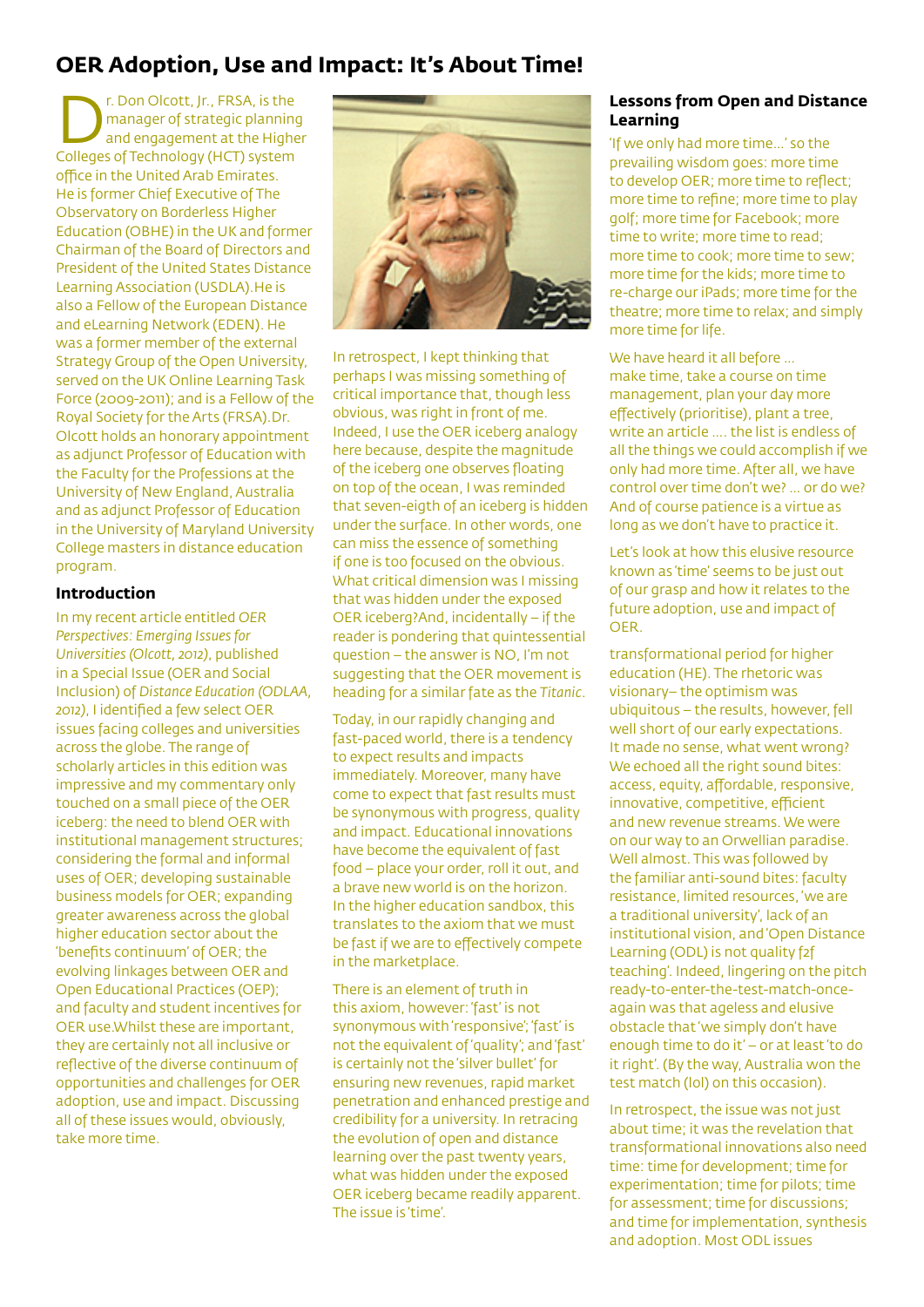# OER Adoption, Use and Impact: It's About Time!

Dr. Don Olcott, Jr., FRSA, is the manager of strategic planning and engagement at the Higher Colleges of Technology (HCT) system office in the United Arab Emirates. He is former Chief Executive of The Observatory on Borderless Higher Education (OBHE) in the UK and former Chairman of the Board of Directors and President of the United States Distance Learning Association (USDLA).He is also a Fellow of the European Distance and eLearning Network (EDEN). He was a former member of the external Strategy Group of the Open University, served on the UK Online Learning Task Force (2009-2011); and is a Fellow of the Royal Society for the Arts (FRSA).Dr. Olcott holds an honorary appointment as adjunct Professor of Education with the Faculty for the Professions at the University of New England, Australia and as adjunct Professor of Education in the University of Maryland University College masters in distance education program.

## Introduction

In my recent article entitled *OER Perspectives: Emerging Issues for Universities (Olcott, 2012)*, published in a Special Issue (OER and Social Inclusion) of *Distance Education (ODLAA, 2012)*, I identified a few select OER issues facing colleges and universities across the globe. The range of scholarly articles in this edition was impressive and my commentary only touched on a small piece of the OER iceberg: the need to blend OER with institutional management structures; considering the formal and informal uses of OER; developing sustainable business models for OER; expanding greater awareness across the global higher education sector about the 'benefits continuum' of OER; the evolving linkages between OER and Open Educational Practices (OEP); and faculty and student incentives for OER use.Whilst these are important, they are certainly not all inclusive or reflective of the diverse continuum of opportunities and challenges for OER adoption, use and impact. Discussing all of these issues would, obviously, take more time.

In retrospect, I kept thinking that perhaps I was missing something of critical importance that, though less obvious, was right in front of me. Indeed, I use the OER iceberg analogy here because, despite the magnitude of the iceberg one observes floating on top of the ocean, I was reminded that seven-eigth of an iceberg is hidden under the surface. In other words, one can miss the essence of something if one is too focused on the obvious. What critical dimension was I missing that was hidden under the exposed OER iceberg?And, incidentally – if the reader is pondering that quintessential question – the answer is NO, I'm not suggesting that the OER movement is heading for a similar fate as the *Titanic*.

Today, in our rapidly changing and fast-paced world, there is a tendency to expect results and impacts immediately. Moreover, many have come to expect that fast results must be synonymous with progress, quality and impact. Educational innovations have become the equivalent of fast food – place your order, roll it out, and a brave new world is on the horizon. In the higher education sandbox, this translates to the axiom that we must be fast if we are to effectively compete in the marketplace.

There is an element of truth in this axiom, however: 'fast' is not synonymous with 'responsive'; 'fast' is not the equivalent of 'quality'; and 'fast' is certainly not the 'silver bullet' for ensuring new revenues, rapid market penetration and enhanced prestige and credibility for a university. In retracing the evolution of open and distance learning over the past twenty years, what was hidden under the exposed OER iceberg became readily apparent. The issue is 'time'.

### Lessons from Open and Distance Learning

'If we only had more time...' so the prevailing wisdom goes: more time to develop OER; more time to reflect; more time to refine; more time to play golf; more time for Facebook; more time to write; more time to read; more time to cook; more time to sew; more time for the kids; more time to re-charge our iPads; more time for the theatre; more time to relax; and simply more time for life.

We have heard it all before ... make time, take a course on time management, plan your day more effectively (prioritise), plant a tree, write an article .... the list is endless of all the things we could accomplish if we only had more time. After all, we have control over time don't we? ... or do we? And of course patience is a virtue as long as we don't have to practice it.

Let's look at how this elusive resource known as 'time' seems to be just out of our grasp and how it relates to the future adoption, use and impact of OER.

transformational period for higher education (HE). The rhetoric was visionary– the optimism was ubiquitous – the results, however, fell well short of our early expectations. It made no sense, what went wrong? We echoed all the right sound bites: access, equity, affordable, responsive, innovative, competitive, efficient and new revenue streams. We were on our way to an Orwellian paradise. Well almost. This was followed by the familiar anti-sound bites: faculty resistance, limited resources, 'we are a traditional university', lack of an institutional vision, and 'Open Distance Learning (ODL) is not quality f2f teaching'. Indeed, lingering on the pitch ready-to-enter-the-test-match-once-again was that ageless and elusive obstacle that 'we simply don't have enough time to do it' – or at least 'to do it right'. (By the way, Australia won the test match (lol) on this occasion).

In retrospect, the issue was not just about time; it was the revelation that transformational innovations also need time: time for development; time for experimentation; time for pilots; time for assessment; time for discussions; and time for implementation, synthesis and adoption. Most ODL issues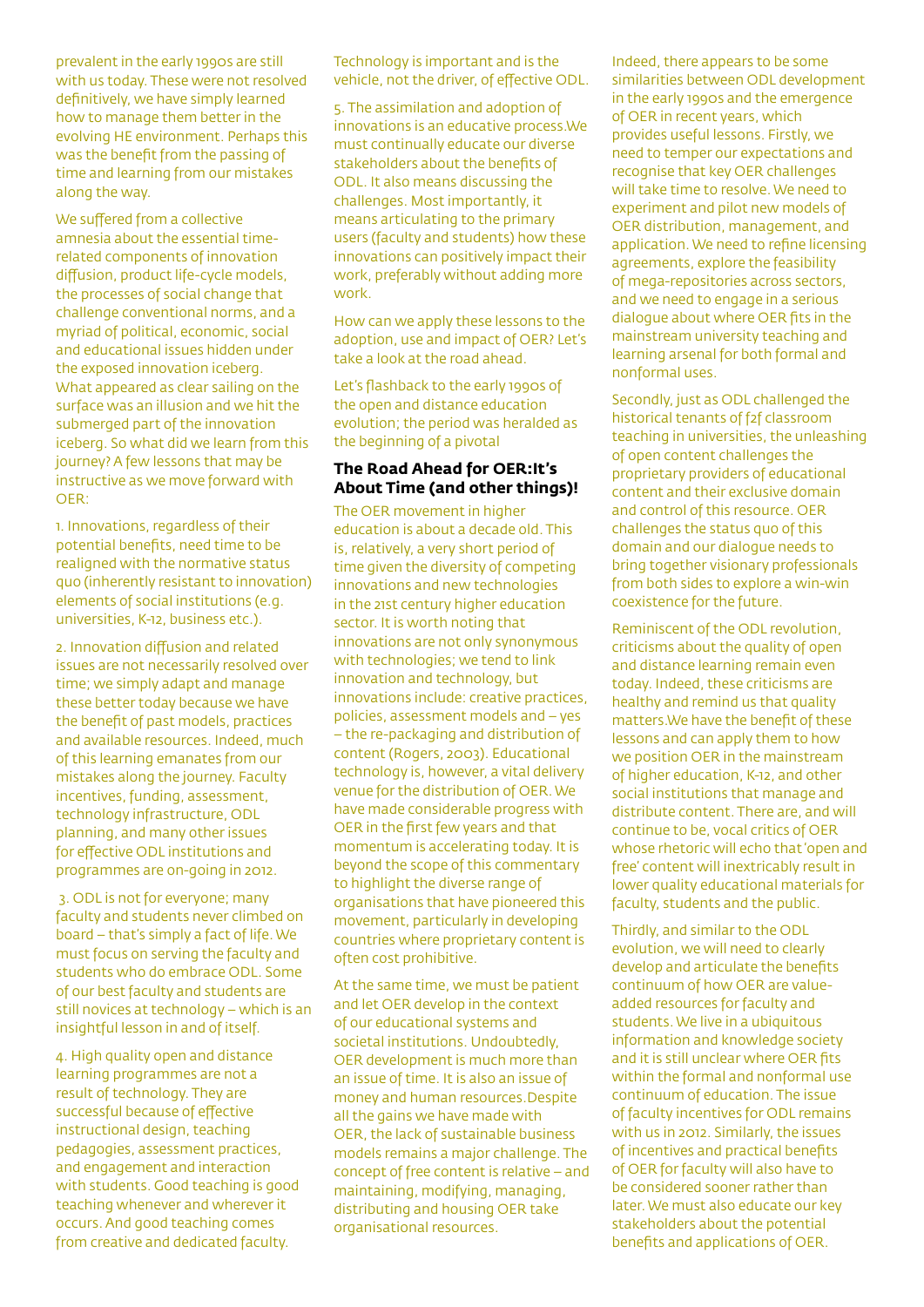prevalent in the early 1990s are still with us today. These were not resolved definitively, we have simply learned how to manage them better in the evolving HE environment. Perhaps this was the benefit from the passing of time and learning from our mistakes along the way.

We suffered from a collective amnesia about the essential time-related components of innovation diffusion, product life-cycle models, the processes of social change that challenge conventional norms, and a myriad of political, economic, social and educational issues hidden under the exposed innovation iceberg. What appeared as clear sailing on the surface was an illusion and we hit the submerged part of the innovation iceberg. So what did we learn from this journey? A few lessons that may be instructive as we move forward with OER:

1. Innovations, regardless of their potential benefits, need time to be realigned with the normative status quo (inherently resistant to innovation) elements of social institutions (e.g. universities, K-12, business etc.).

2. Innovation diffusion and related issues are not necessarily resolved over time; we simply adapt and manage these better today because we have the benefit of past models, practices and available resources. Indeed, much of this learning emanates from our mistakes along the journey. Faculty incentives, funding, assessment, technology infrastructure, ODL planning, and many other issues for effective ODL institutions and programmes are on-going in 2012.

3. ODL is not for everyone; many faculty and students never climbed on board – that's simply a fact of life. We must focus on serving the faculty and students who do embrace ODL. Some of our best faculty and students are still novices at technology – which is an insightful lesson in and of itself.

4. High quality open and distance learning programmes are not a result of technology. They are successful because of effective instructional design, teaching pedagogies, assessment practices, and engagement and interaction with students. Good teaching is good teaching whenever and wherever it occurs. And good teaching comes from creative and dedicated faculty. Technology is important and is the vehicle, not the driver, of effective ODL.

5. The assimilation and adoption of innovations is an educative process.We must continually educate our diverse stakeholders about the benefits of ODL. It also means discussing the challenges. Most importantly, it means articulating to the primary users (faculty and students) how these innovations can positively impact their work, preferably without adding more work.

How can we apply these lessons to the adoption, use and impact of OER? Let's take a look at the road ahead.

Let's flashback to the early 1990s of the open and distance education evolution; the period was heralded as the beginning of a pivotal

### The Road Ahead for OER:It's About Time (and other things)!

The OER movement in higher education is about a decade old. This is, relatively, a very short period of time given the diversity of competing innovations and new technologies in the 21st century higher education sector. It is worth noting that innovations are not only synonymous with technologies; we tend to link innovation and technology, but innovations include: creative practices, policies, assessment models and – yes – the re-packaging and distribution of content (Rogers, 2003). Educational technology is, however, a vital delivery venue for the distribution of OER. We have made considerable progress with OER in the first few years and that momentum is accelerating today. It is beyond the scope of this commentary to highlight the diverse range of organisations that have pioneered this movement, particularly in developing countries where proprietary content is often cost prohibitive.

At the same time, we must be patient and let OER develop in the context of our educational systems and societal institutions. Undoubtedly, OER development is much more than an issue of time. It is also an issue of money and human resources.Despite all the gains we have made with OER, the lack of sustainable business models remains a major challenge. The concept of free content is relative – and maintaining, modifying, managing, distributing and housing OER take organisational resources.

Indeed, there appears to be some similarities between ODL development in the early 1990s and the emergence of OER in recent years, which provides useful lessons. Firstly, we need to temper our expectations and recognise that key OER challenges will take time to resolve. We need to experiment and pilot new models of OER distribution, management, and application. We need to refine licensing agreements, explore the feasibility of mega-repositories across sectors, and we need to engage in a serious dialogue about where OER fits in the mainstream university teaching and learning arsenal for both formal and nonformal uses.

Secondly, just as ODL challenged the historical tenants of f2f classroom teaching in universities, the unleashing of open content challenges the proprietary providers of educational content and their exclusive domain and control of this resource. OER challenges the status quo of this domain and our dialogue needs to bring together visionary professionals from both sides to explore a win-win coexistence for the future.

Reminiscent of the ODL revolution, criticisms about the quality of open and distance learning remain even today. Indeed, these criticisms are healthy and remind us that quality matters.We have the benefit of these lessons and can apply them to how we position OER in the mainstream of higher education, K-12, and other social institutions that manage and distribute content. There are, and will continue to be, vocal critics of OER whose rhetoric will echo that 'open and free' content will inextricably result in lower quality educational materials for faculty, students and the public.

Thirdly, and similar to the ODL evolution, we will need to clearly develop and articulate the benefits continuum of how OER are value-added resources for faculty and students. We live in a ubiquitous information and knowledge society and it is still unclear where OER fits within the formal and nonformal use continuum of education. The issue of faculty incentives for ODL remains with us in 2012. Similarly, the issues of incentives and practical benefits of OER for faculty will also have to be considered sooner rather than later. We must also educate our key stakeholders about the potential benefits and applications of OER.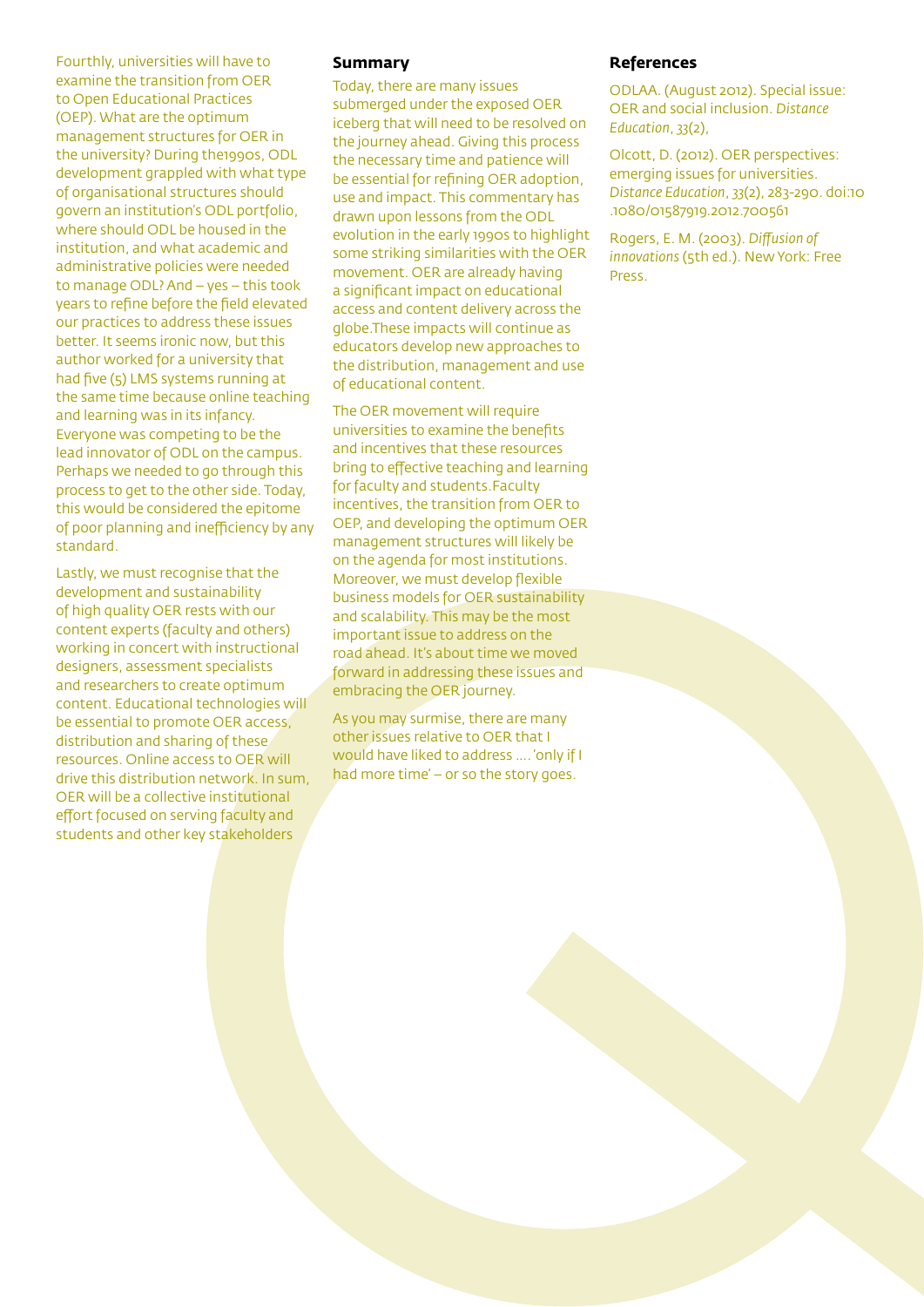Fourthly, universities will have to examine the transition from OER to Open Educational Practices (OEP). What are the optimum management structures for OER in the university? During the1990s, ODL development grappled with what type of organisational structures should govern an institution's ODL portfolio, where should ODL be housed in the institution, and what academic and administrative policies were needed to manage ODL? And – yes – this took years to refine before the field elevated our practices to address these issues better. It seems ironic now, but this author worked for a university that had five (5) LMS systems running at the same time because online teaching and learning was in its infancy. Everyone was competing to be the lead innovator of ODL on the campus. Perhaps we needed to go through this process to get to the other side. Today, this would be considered the epitome of poor planning and inefficiency by any standard.

Lastly, we must recognise that the development and sustainability of high quality OER rests with our content experts (faculty and others) working in concert with instructional designers, assessment specialists and researchers to create optimum content. Educational technologies will be essential to promote OER access, distribution and sharing of these resources. Online access to OER will drive this distribution network. In sum, OER will be a collective institutional effort focused on serving faculty and students and other key stakeholders

## Summary

Today, there are many issues submerged under the exposed OER iceberg that will need to be resolved on the journey ahead. Giving this process the necessary time and patience will be essential for refining OER adoption, use and impact. This commentary has drawn upon lessons from the ODL evolution in the early 1990s to highlight some striking similarities with the OER movement. OER are already having a significant impact on educational access and content delivery across the globe.These impacts will continue as educators develop new approaches to the distribution, management and use of educational content.

The OER movement will require universities to examine the benefits and incentives that these resources bring to effective teaching and learning for faculty and students.Faculty incentives, the transition from OER to OEP, and developing the optimum OER management structures will likely be on the agenda for most institutions. Moreover, we must develop flexible business models for OER sustainability and scalability. This may be the most important issue to address on the road ahead. It's about time we moved forward in addressing these issues and embracing the OER journey.

As you may surmise, there are many other issues relative to OER that I would have liked to address .... 'only if I had more time' – or so the story goes.

## References

ODLAA. (August 2012). Special issue: OER and social inclusion. *Distance Education*, *33*(2),

Olcott, D. (2012). OER perspectives: emerging issues for universities. *Distance Education*, *33*(2), 283-290. doi:10.1080/01587919.2012.700561

Rogers, E. M. (2003). *Diffusion of innovations* (5th ed.). New York: Free Press.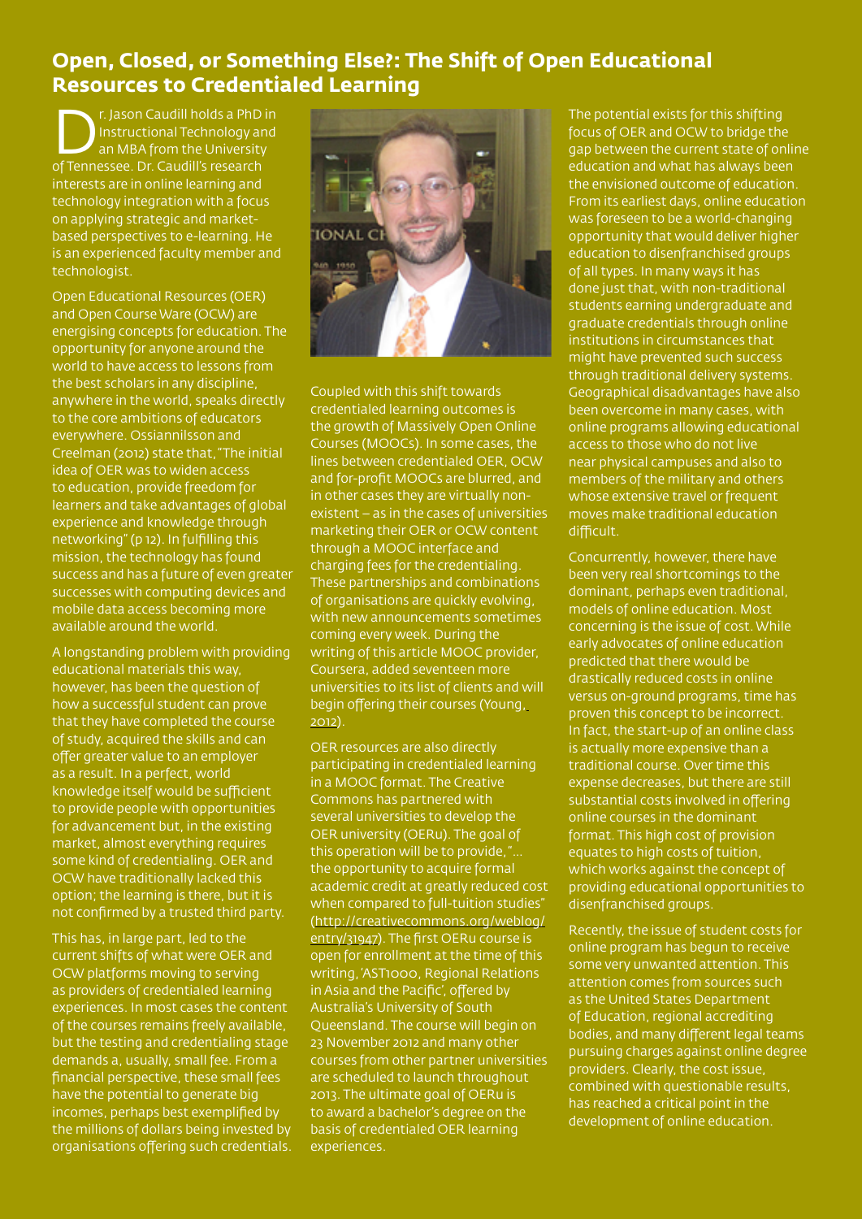## Open, Closed, or Something Else?: The Shift of Open Educational Resources to Credentialed Learning

Dr. Jason Caudill holds a PhD in Instructional Technology and an MBA from the University of Tennessee. Dr. Caudill's research interests are in online learning and technology integration with a focus on applying strategic and market-based perspectives to e-learning. He is an experienced faculty member and technologist.

Open Educational Resources (OER) and Open Course Ware (OCW) are energising concepts for education. The opportunity for anyone around the world to have access to lessons from the best scholars in any discipline, anywhere in the world, speaks directly to the core ambitions of educators everywhere. Ossiannilsson and Creelman (2012) state that, "The initial idea of OER was to widen access to education, provide freedom for learners and take advantages of global experience and knowledge through networking" (p 12). In fulfilling this mission, the technology has found success and has a future of even greater successes with computing devices and mobile data access becoming more available around the world.

A longstanding problem with providing educational materials this way, however, has been the question of how a successful student can prove that they have completed the course of study, acquired the skills and can offer greater value to an employer as a result. In a perfect, world knowledge itself would be sufficient to provide people with opportunities for advancement but, in the existing market, almost everything requires some kind of credentialing. OER and OCW have traditionally lacked this option; the learning is there, but it is not confirmed by a trusted third party.

This has, in large part, led to the current shifts of what were OER and OCW platforms moving to serving as providers of credentialed learning experiences. In most cases the content of the courses remains freely available, but the testing and credentialing stage demands a, usually, small fee. From a financial perspective, these small fees have the potential to generate big incomes, perhaps best exemplified by the millions of dollars being invested by organisations offering such credentials.

Coupled with this shift towards credentialed learning outcomes is the growth of Massively Open Online Courses (MOOCs). In some cases, the lines between credentialed OER, OCW and for-profit MOOCs are blurred, and in other cases they are virtually non-existent – as in the cases of universities marketing their OER or OCW content through a MOOC interface and charging fees for the credentialing. These partnerships and combinations of organisations are quickly evolving, with new announcements sometimes coming every week. During the writing of this article MOOC provider, Coursera, added seventeen more universities to its list of clients and will begin offering their courses (Young, 2012).

OER resources are also directly participating in credentialed learning in a MOOC format. The Creative Commons has partnered with several universities to develop the OER university (OERu). The goal of this operation will be to provide, "... the opportunity to acquire formal academic credit at greatly reduced cost when compared to full-tuition studies" (http://creativecommons.org/weblog/entry/31947). The first OERu course is open for enrollment at the time of this writing, 'AST1000, Regional Relations in Asia and the Pacific', offered by Australia's University of South Queensland. The course will begin on 23 November 2012 and many other courses from other partner universities are scheduled to launch throughout 2013. The ultimate goal of OERu is to award a bachelor's degree on the basis of credentialed OER learning experiences.

The potential exists for this shifting focus of OER and OCW to bridge the gap between the current state of online education and what has always been the envisioned outcome of education. From its earliest days, online education was foreseen to be a world-changing opportunity that would deliver higher education to disenfranchised groups of all types. In many ways it has done just that, with non-traditional students earning undergraduate and graduate credentials through online institutions in circumstances that might have prevented such success through traditional delivery systems. Geographical disadvantages have also been overcome in many cases, with online programs allowing educational access to those who do not live near physical campuses and also to members of the military and others whose extensive travel or frequent moves make traditional education difficult.

Concurrently, however, there have been very real shortcomings to the dominant, perhaps even traditional, models of online education. Most concerning is the issue of cost. While early advocates of online education predicted that there would be drastically reduced costs in online versus on-ground programs, time has proven this concept to be incorrect. In fact, the start-up of an online class is actually more expensive than a traditional course. Over time this expense decreases, but there are still substantial costs involved in offering online courses in the dominant format. This high cost of provision equates to high costs of tuition, which works against the concept of providing educational opportunities to disenfranchised groups.

Recently, the issue of student costs for online program has begun to receive some very unwanted attention. This attention comes from sources such as the United States Department of Education, regional accrediting bodies, and many different legal teams pursuing charges against online degree providers. Clearly, the cost issue, combined with questionable results, has reached a critical point in the development of online education.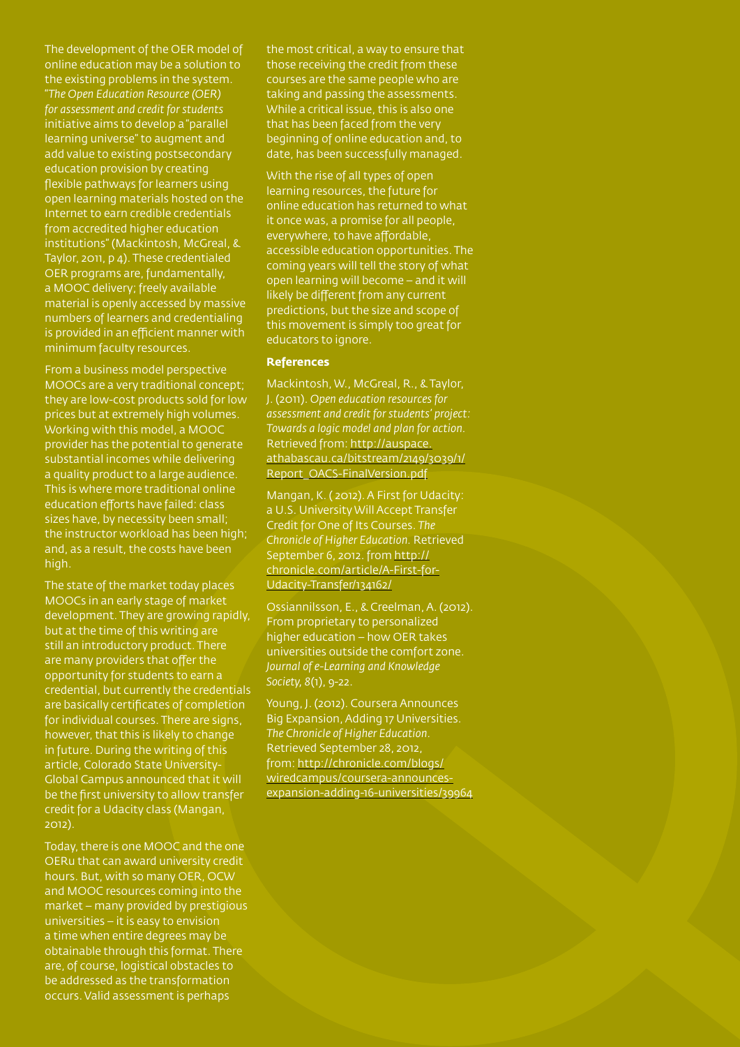The development of the OER model of online education may be a solution to the existing problems in the system. "*The Open Education Resource (OER) for assessment and credit for students* initiative aims to develop a "parallel learning universe" to augment and add value to existing postsecondary education provision by creating flexible pathways for learners using open learning materials hosted on the Internet to earn credible credentials from accredited higher education institutions" (Mackintosh, McGreal, & Taylor, 2011, p 4). These credentialed OER programs are, fundamentally, a MOOC delivery; freely available material is openly accessed by massive numbers of learners and credentialing is provided in an efficient manner with minimum faculty resources.

From a business model perspective MOOCs are a very traditional concept; they are low-cost products sold for low prices but at extremely high volumes. Working with this model, a MOOC provider has the potential to generate substantial incomes while delivering a quality product to a large audience. This is where more traditional online education efforts have failed: class sizes have, by necessity been small; the instructor workload has been high; and, as a result, the costs have been high.

The state of the market today places MOOCs in an early stage of market development. They are growing rapidly, but at the time of this writing are still an introductory product. There are many providers that offer the opportunity for students to earn a credential, but currently the credentials are basically certificates of completion for individual courses. There are signs, however, that this is likely to change in future. During the writing of this article, Colorado State University-Global Campus announced that it will be the first university to allow transfer credit for a Udacity class (Mangan, 2012).

Today, there is one MOOC and the one OERu that can award university credit hours. But, with so many OER, OCW and MOOC resources coming into the market – many provided by prestigious universities – it is easy to envision a time when entire degrees may be obtainable through this format. There are, of course, logistical obstacles to be addressed as the transformation occurs. Valid assessment is perhaps the most critical, a way to ensure that those receiving the credit from these courses are the same people who are taking and passing the assessments. While a critical issue, this is also one that has been faced from the very beginning of online education and, to date, has been successfully managed.

With the rise of all types of open learning resources, the future for online education has returned to what it once was, a promise for all people, everywhere, to have affordable, accessible education opportunities. The coming years will tell the story of what open learning will become – and it will likely be different from any current predictions, but the size and scope of this movement is simply too great for educators to ignore.

## References

Mackintosh, W., McGreal, R., & Taylor, J. (2011). *Open education resources for assessment and credit for students' project: Towards a logic model and plan for action.* Retrieved from: http://auspace.athabascau.ca/bitstream/2149/3039/1/Report_OACS-FinalVersion.pdf

Mangan, K. (2012). A First for Udacity: a U.S. University Will Accept Transfer Credit for One of Its Courses. *The Chronicle of Higher Education.* Retrieved September 6, 2012. from http://chronicle.com/article/A-First-for-Udacity-Transfer/134162/

Ossiannilsson, E., & Creelman, A. (2012). From proprietary to personalized higher education – how OER takes universities outside the comfort zone. *Journal of e-Learning and Knowledge Society, 8*(1), 9-22.

Young, J. (2012). Coursera Announces Big Expansion, Adding 17 Universities. *The Chronicle of Higher Education.* Retrieved September 28, 2012, from: http://chronicle.com/blogs/wiredcampus/coursera-announces-expansion-adding-16-universities/39964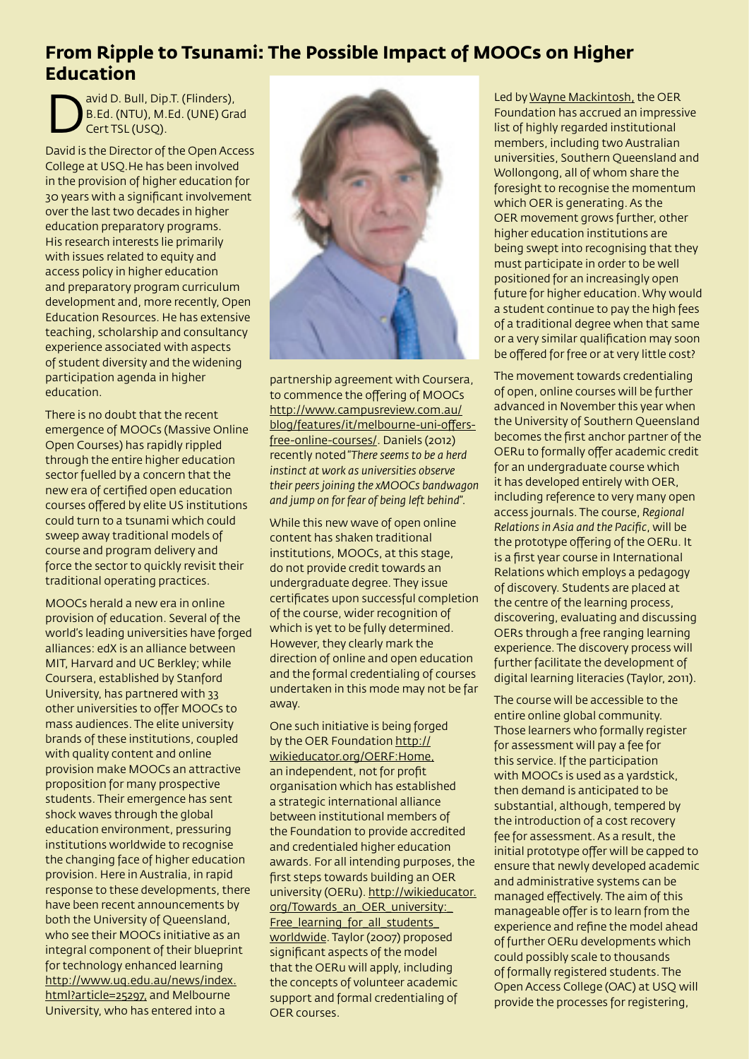## From Ripple to Tsunami: The Possible Impact of MOOCs on Higher Education

David D. Bull, Dip.T. (Flinders), B.Ed. (NTU), M.Ed. (UNE) Grad Cert TSL (USQ).

David is the Director of the Open Access College at USQ. He has been involved in the provision of higher education for 30 years with a significant involvement over the last two decades in higher education preparatory programs. His research interests lie primarily with issues related to equity and access policy in higher education and preparatory program curriculum development and, more recently, Open Education Resources. He has extensive teaching, scholarship and consultancy experience associated with aspects of student diversity and the widening participation agenda in higher education.

There is no doubt that the recent emergence of MOOCs (Massive Online Open Courses) has rapidly rippled through the entire higher education sector fuelled by a concern that the new era of certified open education courses offered by elite US institutions could turn to a tsunami which could sweep away traditional models of course and program delivery and force the sector to quickly revisit their traditional operating practices.

MOOCs herald a new era in online provision of education. Several of the world's leading universities have forged alliances: edX is an alliance between MIT, Harvard and UC Berkley; while Coursera, established by Stanford University, has partnered with 33 other universities to offer MOOCs to mass audiences. The elite university brands of these institutions, coupled with quality content and online provision make MOOCs an attractive proposition for many prospective students. Their emergence has sent shock waves through the global education environment, pressuring institutions worldwide to recognise the changing face of higher education provision. Here in Australia, in rapid response to these developments, there have been recent announcements by both the University of Queensland, who see their MOOCs initiative as an integral component of their blueprint for technology enhanced learning http://www.uq.edu.au/news/index.html?article=25297, and Melbourne University, who has entered into a partnership agreement with Coursera, to commence the offering of MOOCs http://www.campusreview.com.au/blog/features/it/melbourne-uni-offers-free-online-courses/. Daniels (2012) recently noted "*There seems to be a herd instinct at work as universities observe their peers joining the xMOOCs bandwagon and jump on for fear of being left behind*".

While this new wave of open online content has shaken traditional institutions, MOOCs, at this stage, do not provide credit towards an undergraduate degree. They issue certificates upon successful completion of the course, wider recognition of which is yet to be fully determined. However, they clearly mark the direction of online and open education and the formal credentialing of courses undertaken in this mode may not be far away.

One such initiative is being forged by the OER Foundation http://wikieducator.org/OERF:Home, an independent, not for profit organisation which has established a strategic international alliance between institutional members of the Foundation to provide accredited and credentialed higher education awards. For all intending purposes, the first steps towards building an OER university (OERu). http://wikieducator.org/Towards_an_OER_university:_Free_learning_for_all_students_worldwide. Taylor (2007) proposed significant aspects of the model that the OERu will apply, including the concepts of volunteer academic support and formal credentialing of OER courses.

Led by Wayne Mackintosh, the OER Foundation has accrued an impressive list of highly regarded institutional members, including two Australian universities, Southern Queensland and Wollongong, all of whom share the foresight to recognise the momentum which OER is generating. As the OER movement grows further, other higher education institutions are being swept into recognising that they must participate in order to be well positioned for an increasingly open future for higher education. Why would a student continue to pay the high fees of a traditional degree when that same or a very similar qualification may soon be offered for free or at very little cost?

The movement towards credentialing of open, online courses will be further advanced in November this year when the University of Southern Queensland becomes the first anchor partner of the OERu to formally offer academic credit for an undergraduate course which it has developed entirely with OER, including reference to very many open access journals. The course, *Regional Relations in Asia and the Pacific*, will be the prototype offering of the OERu. It is a first year course in International Relations which employs a pedagogy of discovery. Students are placed at the centre of the learning process, discovering, evaluating and discussing OERs through a free ranging learning experience. The discovery process will further facilitate the development of digital learning literacies (Taylor, 2011).

The course will be accessible to the entire online global community. Those learners who formally register for assessment will pay a fee for this service. If the participation with MOOCs is used as a yardstick, then demand is anticipated to be substantial, although, tempered by the introduction of a cost recovery fee for assessment. As a result, the initial prototype offer will be capped to ensure that newly developed academic and administrative systems can be managed effectively. The aim of this manageable offer is to learn from the experience and refine the model ahead of further OERu developments which could possibly scale to thousands of formally registered students. The Open Access College (OAC) at USQ will provide the processes for registering,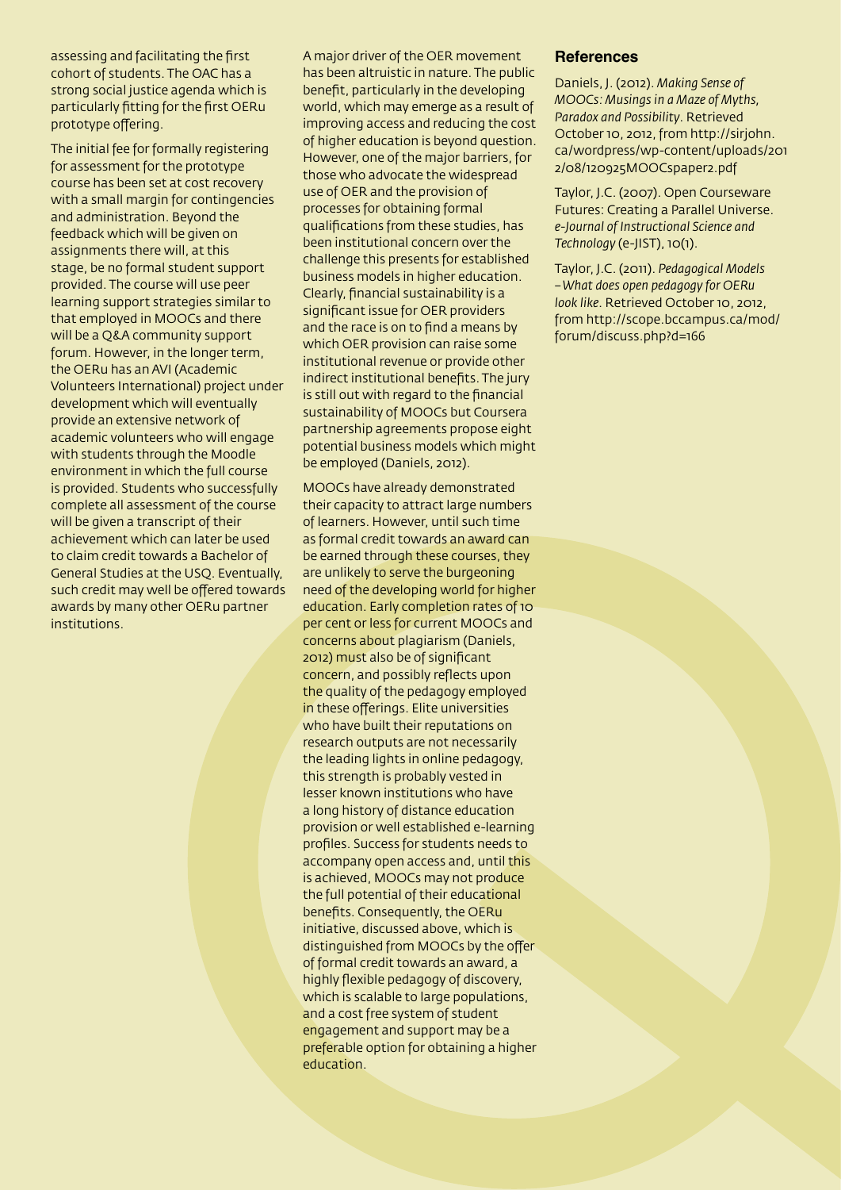assessing and facilitating the first cohort of students. The OAC has a strong social justice agenda which is particularly fitting for the first OERu prototype offering.

The initial fee for formally registering for assessment for the prototype course has been set at cost recovery with a small margin for contingencies and administration. Beyond the feedback which will be given on assignments there will, at this stage, be no formal student support provided. The course will use peer learning support strategies similar to that employed in MOOCs and there will be a Q&A community support forum. However, in the longer term, the OERu has an AVI (Academic Volunteers International) project under development which will eventually provide an extensive network of academic volunteers who will engage with students through the Moodle environment in which the full course is provided. Students who successfully complete all assessment of the course will be given a transcript of their achievement which can later be used to claim credit towards a Bachelor of General Studies at the USQ. Eventually, such credit may well be offered towards awards by many other OERu partner institutions.

A major driver of the OER movement has been altruistic in nature. The public benefit, particularly in the developing world, which may emerge as a result of improving access and reducing the cost of higher education is beyond question. However, one of the major barriers, for those who advocate the widespread use of OER and the provision of processes for obtaining formal qualifications from these studies, has been institutional concern over the challenge this presents for established business models in higher education. Clearly, financial sustainability is a significant issue for OER providers and the race is on to find a means by which OER provision can raise some institutional revenue or provide other indirect institutional benefits. The jury is still out with regard to the financial sustainability of MOOCs but Coursera partnership agreements propose eight potential business models which might be employed (Daniels, 2012).

MOOCs have already demonstrated their capacity to attract large numbers of learners. However, until such time as formal credit towards an award can be earned through these courses, they are unlikely to serve the burgeoning need of the developing world for higher education. Early completion rates of 10 per cent or less for current MOOCs and concerns about plagiarism (Daniels, 2012) must also be of significant concern, and possibly reflects upon the quality of the pedagogy employed in these offerings. Elite universities who have built their reputations on research outputs are not necessarily the leading lights in online pedagogy, this strength is probably vested in lesser known institutions who have a long history of distance education provision or well established e-learning profiles. Success for students needs to accompany open access and, until this is achieved, MOOCs may not produce the full potential of their educational benefits. Consequently, the OERu initiative, discussed above, which is distinguished from MOOCs by the offer of formal credit towards an award, a highly flexible pedagogy of discovery, which is scalable to large populations, and a cost free system of student engagement and support may be a preferable option for obtaining a higher education.

## References

Daniels, J. (2012). *Making Sense of MOOCs: Musings in a Maze of Myths, Paradox and Possibility*. Retrieved October 10, 2012, from http://sirjohn.ca/wordpress/wp-content/uploads/2012/08/120925MOOCspaper2.pdf

Taylor, J.C. (2007). Open Courseware Futures: Creating a Parallel Universe. *e-Journal of Instructional Science and Technology* (e-JIST), 10(1).

Taylor, J.C. (2011). *Pedagogical Models – What does open pedagogy for OERu look like*. Retrieved October 10, 2012, from http://scope.bccampus.ca/mod/forum/discuss.php?d=166